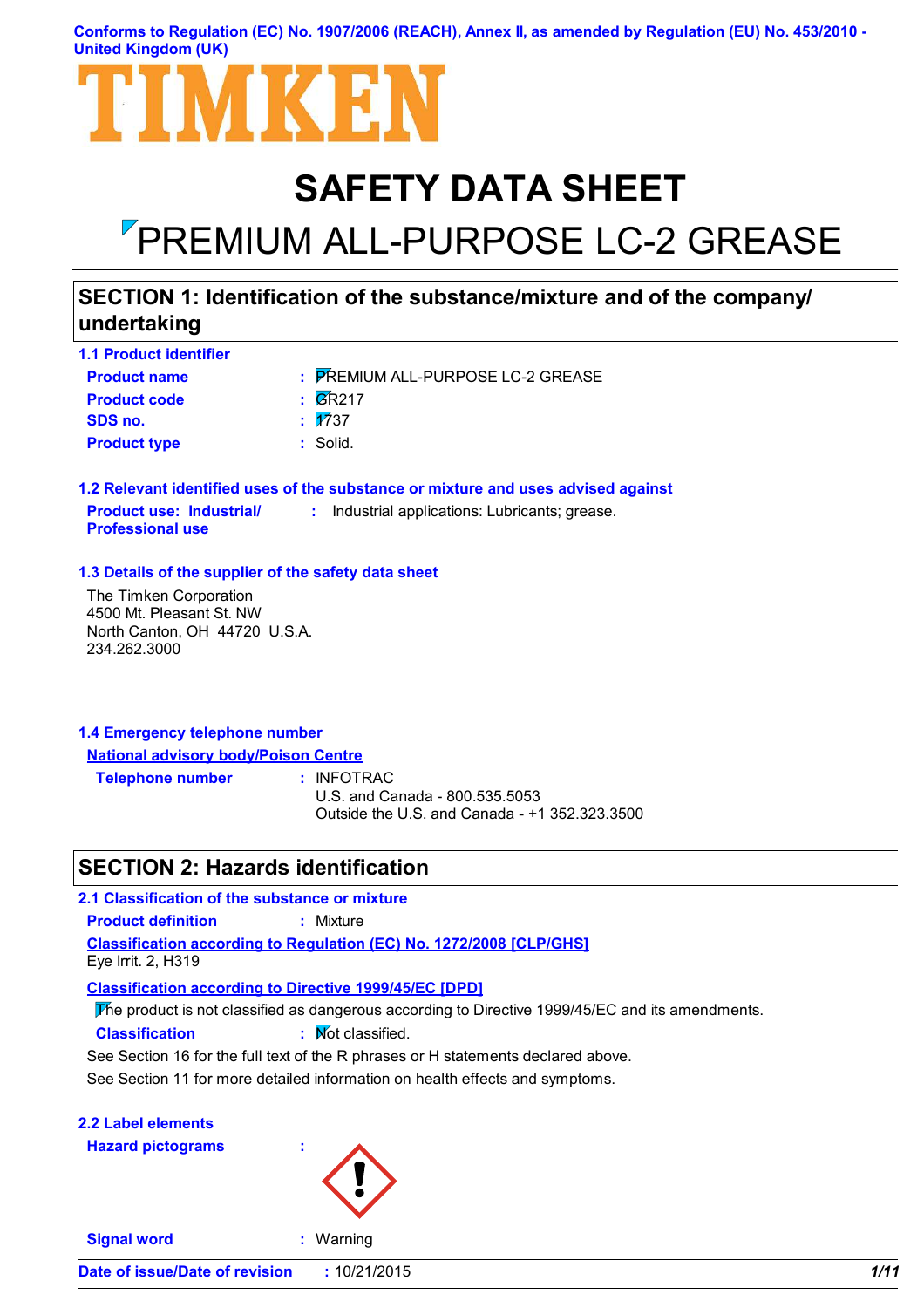Conforms to Regulation (EC) No. 1907/2006 (REACH), Annex II, as amended by Regulation (EU) No. 453/2010 - United Kingdom (UK)

TIMKEN

# SAFETY DATA SHEET

# PREMIUM ALL-PURPOSE LC-2 GREASE

## SECTION 1: Identification of the substance/mixture and of the company/undertaking

### 1.1 Product identifier

**Product name** : PREMIUM ALL-PURPOSE LC-2 GREASE

**Product code** : GR217

**SDS no.** : 1737

**Product type** : Solid.

### 1.2 Relevant identified uses of the substance or mixture and uses advised against

**Product use: Industrial/ Professional use** : Industrial applications: Lubricants; grease.

### 1.3 Details of the supplier of the safety data sheet

The Timken Corporation
4500 Mt. Pleasant St. NW
North Canton, OH 44720 U.S.A.
234.262.3000

### 1.4 Emergency telephone number

**National advisory body/Poison Centre**

**Telephone number** : INFOTRAC
U.S. and Canada - 800.535.5053
Outside the U.S. and Canada - +1 352.323.3500

## SECTION 2: Hazards identification

### 2.1 Classification of the substance or mixture

**Product definition** : Mixture

**Classification according to Regulation (EC) No. 1272/2008 [CLP/GHS]**

Eye Irrit. 2, H319

**Classification according to Directive 1999/45/EC [DPD]**

The product is not classified as dangerous according to Directive 1999/45/EC and its amendments.

**Classification** : Not classified.

See Section 16 for the full text of the R phrases or H statements declared above.

See Section 11 for more detailed information on health effects and symptoms.

### 2.2 Label elements

**Hazard pictograms** :

**Signal word** : Warning

**Date of issue/Date of revision** : 10/21/2015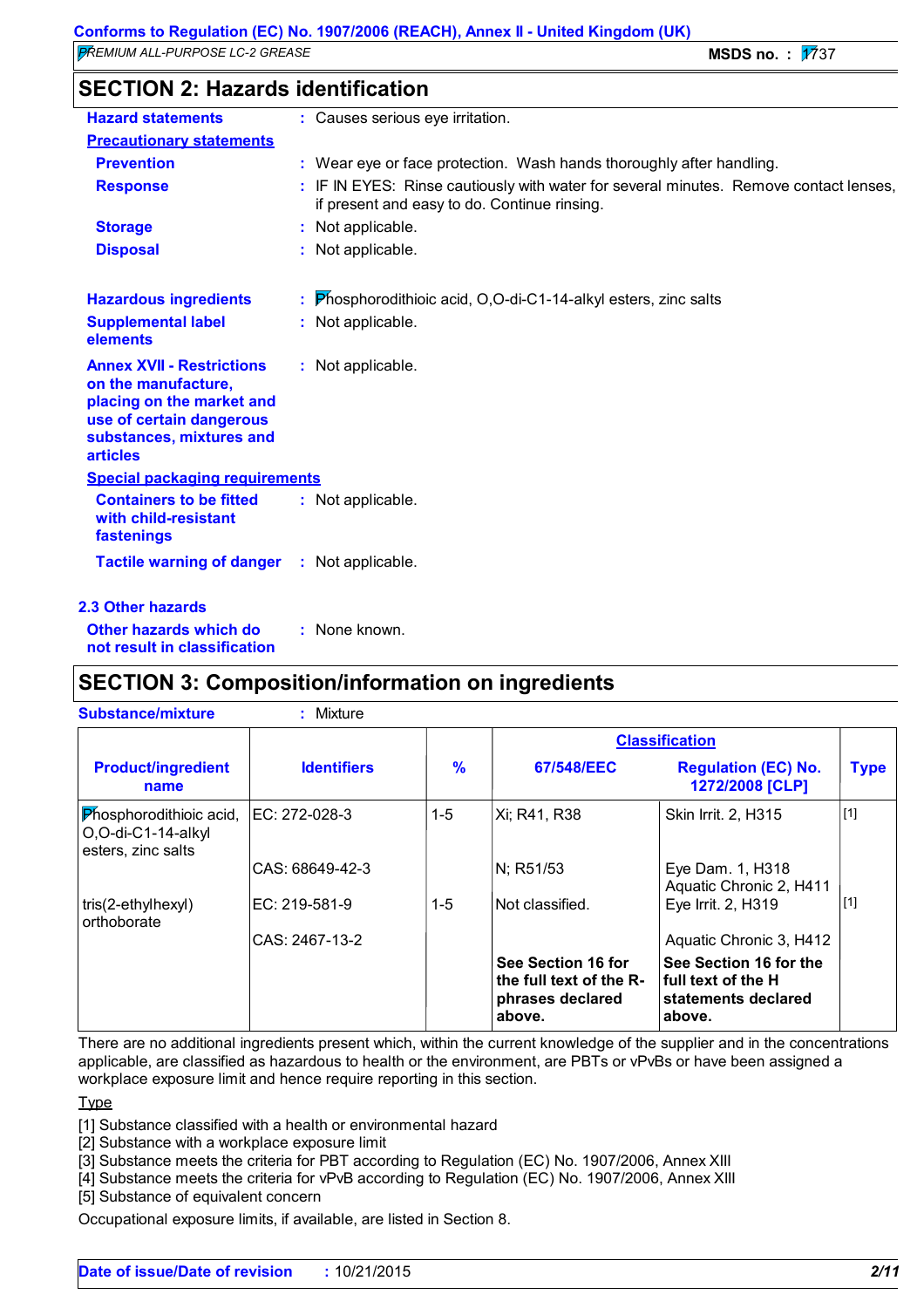## SECTION 2: Hazards identification

**Hazard statements** : Causes serious eye irritation.

**Precautionary statements**

**Prevention** : Wear eye or face protection. Wash hands thoroughly after handling.

**Response** : IF IN EYES: Rinse cautiously with water for several minutes. Remove contact lenses, if present and easy to do. Continue rinsing.

**Storage** : Not applicable.

**Disposal** : Not applicable.

**Hazardous ingredients** : Phosphorodithioic acid, O,O-di-C1-14-alkyl esters, zinc salts

**Supplemental label elements** : Not applicable.

**Annex XVII - Restrictions on the manufacture, placing on the market and use of certain dangerous substances, mixtures and articles** : Not applicable.

**Special packaging requirements**

**Containers to be fitted with child-resistant fastenings** : Not applicable.

**Tactile warning of danger** : Not applicable.

### 2.3 Other hazards

**Other hazards which do not result in classification** : None known.

## SECTION 3: Composition/information on ingredients

**Substance/mixture** : Mixture

| Product/ingredient name | Identifiers | % | Classification 67/548/EEC | Classification Regulation (EC) No. 1272/2008 [CLP] | Type |
|---|---|---|---|---|---|
| Phosphorodithioic acid, O,O-di-C1-14-alkyl esters, zinc salts | EC: 272-028-3 | 1-5 | Xi; R41, R38 | Skin Irrit. 2, H315 | [1] |
| | CAS: 68649-42-3 | | N; R51/53 | Eye Dam. 1, H318<br>Aquatic Chronic 2, H411 | |
| tris(2-ethylhexyl) orthoborate | EC: 219-581-9 | 1-5 | Not classified. | Eye Irrit. 2, H319 | [1] |
| | CAS: 2467-13-2 | | | Aquatic Chronic 3, H412 | |
| | | | **See Section 16 for the full text of the R-phrases declared above.** | **See Section 16 for the full text of the H statements declared above.** | |

There are no additional ingredients present which, within the current knowledge of the supplier and in the concentrations applicable, are classified as hazardous to health or the environment, are PBTs or vPvBs or have been assigned a workplace exposure limit and hence require reporting in this section.

Type

[1] Substance classified with a health or environmental hazard
[2] Substance with a workplace exposure limit
[3] Substance meets the criteria for PBT according to Regulation (EC) No. 1907/2006, Annex XIII
[4] Substance meets the criteria for vPvB according to Regulation (EC) No. 1907/2006, Annex XIII
[5] Substance of equivalent concern

Occupational exposure limits, if available, are listed in Section 8.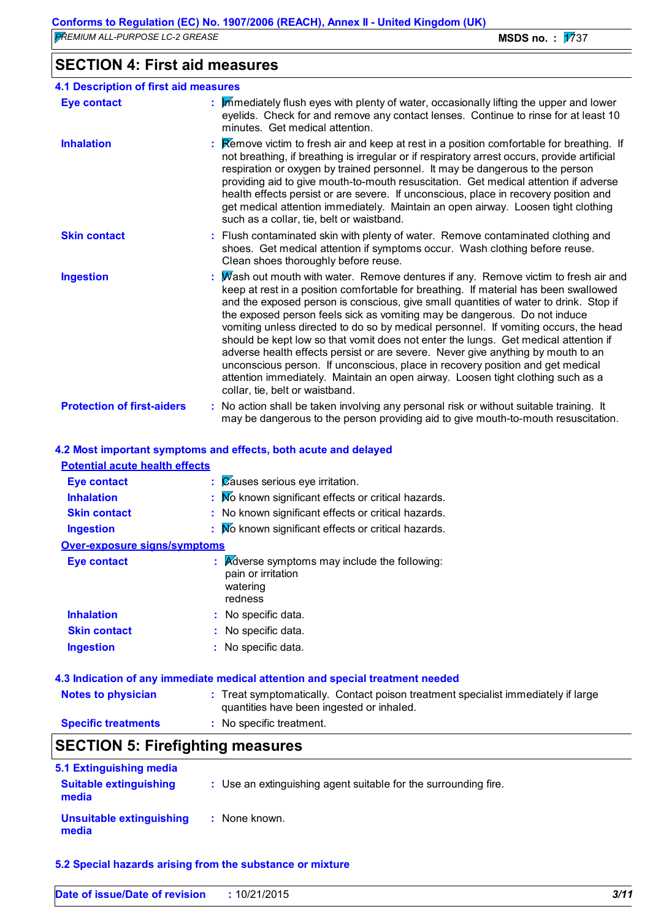# SECTION 4: First aid measures

## 4.1 Description of first aid measures

**Eye contact** : Immediately flush eyes with plenty of water, occasionally lifting the upper and lower eyelids. Check for and remove any contact lenses. Continue to rinse for at least 10 minutes. Get medical attention.

**Inhalation** : Remove victim to fresh air and keep at rest in a position comfortable for breathing. If not breathing, if breathing is irregular or if respiratory arrest occurs, provide artificial respiration or oxygen by trained personnel. It may be dangerous to the person providing aid to give mouth-to-mouth resuscitation. Get medical attention if adverse health effects persist or are severe. If unconscious, place in recovery position and get medical attention immediately. Maintain an open airway. Loosen tight clothing such as a collar, tie, belt or waistband.

**Skin contact** : Flush contaminated skin with plenty of water. Remove contaminated clothing and shoes. Get medical attention if symptoms occur. Wash clothing before reuse. Clean shoes thoroughly before reuse.

**Ingestion** : Wash out mouth with water. Remove dentures if any. Remove victim to fresh air and keep at rest in a position comfortable for breathing. If material has been swallowed and the exposed person is conscious, give small quantities of water to drink. Stop if the exposed person feels sick as vomiting may be dangerous. Do not induce vomiting unless directed to do so by medical personnel. If vomiting occurs, the head should be kept low so that vomit does not enter the lungs. Get medical attention if adverse health effects persist or are severe. Never give anything by mouth to an unconscious person. If unconscious, place in recovery position and get medical attention immediately. Maintain an open airway. Loosen tight clothing such as a collar, tie, belt or waistband.

**Protection of first-aiders** : No action shall be taken involving any personal risk or without suitable training. It may be dangerous to the person providing aid to give mouth-to-mouth resuscitation.

## 4.2 Most important symptoms and effects, both acute and delayed

### Potential acute health effects

**Eye contact** : Causes serious eye irritation.

**Inhalation** : No known significant effects or critical hazards.

**Skin contact** : No known significant effects or critical hazards.

**Ingestion** : No known significant effects or critical hazards.

### Over-exposure signs/symptoms

**Eye contact** : Adverse symptoms may include the following:
pain or irritation
watering
redness

**Inhalation** : No specific data.

**Skin contact** : No specific data.

**Ingestion** : No specific data.

## 4.3 Indication of any immediate medical attention and special treatment needed

**Notes to physician** : Treat symptomatically. Contact poison treatment specialist immediately if large quantities have been ingested or inhaled.

**Specific treatments** : No specific treatment.

# SECTION 5: Firefighting measures

## 5.1 Extinguishing media

**Suitable extinguishing media** : Use an extinguishing agent suitable for the surrounding fire.

**Unsuitable extinguishing media** : None known.

## 5.2 Special hazards arising from the substance or mixture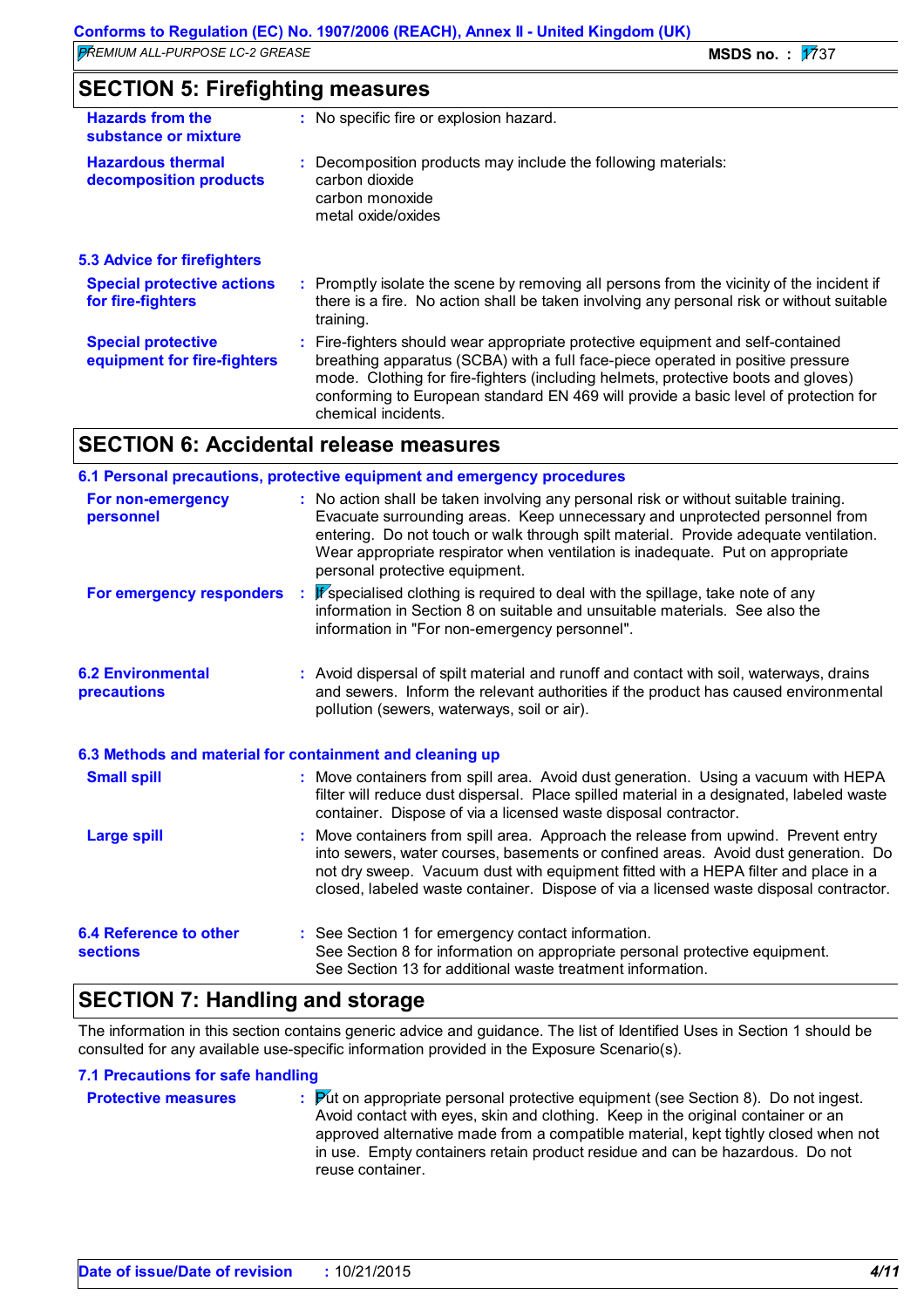## SECTION 5: Firefighting measures

**Hazards from the substance or mixture** : No specific fire or explosion hazard.

**Hazardous thermal decomposition products** : Decomposition products may include the following materials:
carbon dioxide
carbon monoxide
metal oxide/oxides

### 5.3 Advice for firefighters

**Special protective actions for fire-fighters** : Promptly isolate the scene by removing all persons from the vicinity of the incident if there is a fire. No action shall be taken involving any personal risk or without suitable training.

**Special protective equipment for fire-fighters** : Fire-fighters should wear appropriate protective equipment and self-contained breathing apparatus (SCBA) with a full face-piece operated in positive pressure mode. Clothing for fire-fighters (including helmets, protective boots and gloves) conforming to European standard EN 469 will provide a basic level of protection for chemical incidents.

## SECTION 6: Accidental release measures

### 6.1 Personal precautions, protective equipment and emergency procedures

**For non-emergency personnel** : No action shall be taken involving any personal risk or without suitable training. Evacuate surrounding areas. Keep unnecessary and unprotected personnel from entering. Do not touch or walk through spilt material. Provide adequate ventilation. Wear appropriate respirator when ventilation is inadequate. Put on appropriate personal protective equipment.

**For emergency responders** : If specialised clothing is required to deal with the spillage, take note of any information in Section 8 on suitable and unsuitable materials. See also the information in "For non-emergency personnel".

### 6.2 Environmental precautions

: Avoid dispersal of spilt material and runoff and contact with soil, waterways, drains and sewers. Inform the relevant authorities if the product has caused environmental pollution (sewers, waterways, soil or air).

### 6.3 Methods and material for containment and cleaning up

**Small spill** : Move containers from spill area. Avoid dust generation. Using a vacuum with HEPA filter will reduce dust dispersal. Place spilled material in a designated, labeled waste container. Dispose of via a licensed waste disposal contractor.

**Large spill** : Move containers from spill area. Approach the release from upwind. Prevent entry into sewers, water courses, basements or confined areas. Avoid dust generation. Do not dry sweep. Vacuum dust with equipment fitted with a HEPA filter and place in a closed, labeled waste container. Dispose of via a licensed waste disposal contractor.

### 6.4 Reference to other sections

: See Section 1 for emergency contact information.
See Section 8 for information on appropriate personal protective equipment.
See Section 13 for additional waste treatment information.

## SECTION 7: Handling and storage

The information in this section contains generic advice and guidance. The list of Identified Uses in Section 1 should be consulted for any available use-specific information provided in the Exposure Scenario(s).

### 7.1 Precautions for safe handling

**Protective measures** : Put on appropriate personal protective equipment (see Section 8). Do not ingest. Avoid contact with eyes, skin and clothing. Keep in the original container or an approved alternative made from a compatible material, kept tightly closed when not in use. Empty containers retain product residue and can be hazardous. Do not reuse container.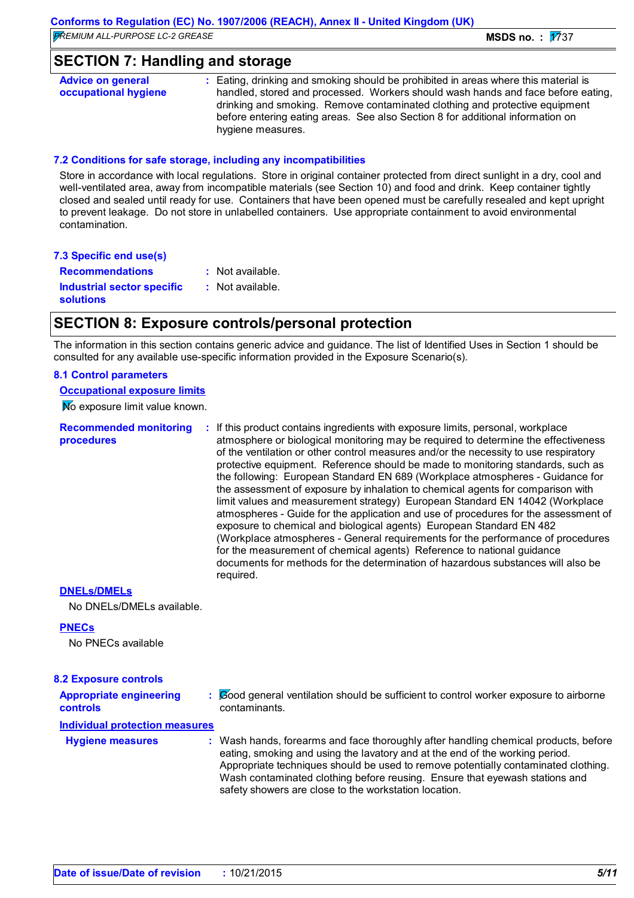## SECTION 7: Handling and storage

**Advice on general occupational hygiene** : Eating, drinking and smoking should be prohibited in areas where this material is handled, stored and processed. Workers should wash hands and face before eating, drinking and smoking. Remove contaminated clothing and protective equipment before entering eating areas. See also Section 8 for additional information on hygiene measures.

### 7.2 Conditions for safe storage, including any incompatibilities

Store in accordance with local regulations. Store in original container protected from direct sunlight in a dry, cool and well-ventilated area, away from incompatible materials (see Section 10) and food and drink. Keep container tightly closed and sealed until ready for use. Containers that have been opened must be carefully resealed and kept upright to prevent leakage. Do not store in unlabelled containers. Use appropriate containment to avoid environmental contamination.

### 7.3 Specific end use(s)

**Recommendations** : Not available.

**Industrial sector specific solutions** : Not available.

## SECTION 8: Exposure controls/personal protection

The information in this section contains generic advice and guidance. The list of Identified Uses in Section 1 should be consulted for any available use-specific information provided in the Exposure Scenario(s).

### 8.1 Control parameters

**Occupational exposure limits**

No exposure limit value known.

**Recommended monitoring procedures** : If this product contains ingredients with exposure limits, personal, workplace atmosphere or biological monitoring may be required to determine the effectiveness of the ventilation or other control measures and/or the necessity to use respiratory protective equipment. Reference should be made to monitoring standards, such as the following: European Standard EN 689 (Workplace atmospheres - Guidance for the assessment of exposure by inhalation to chemical agents for comparison with limit values and measurement strategy) European Standard EN 14042 (Workplace atmospheres - Guide for the application and use of procedures for the assessment of exposure to chemical and biological agents) European Standard EN 482 (Workplace atmospheres - General requirements for the performance of procedures for the measurement of chemical agents) Reference to national guidance documents for methods for the determination of hazardous substances will also be required.

**DNELs/DMELs**

No DNELs/DMELs available.

**PNECs**

No PNECs available

### 8.2 Exposure controls

**Appropriate engineering controls** : Good general ventilation should be sufficient to control worker exposure to airborne contaminants.

**Individual protection measures**

**Hygiene measures** : Wash hands, forearms and face thoroughly after handling chemical products, before eating, smoking and using the lavatory and at the end of the working period. Appropriate techniques should be used to remove potentially contaminated clothing. Wash contaminated clothing before reusing. Ensure that eyewash stations and safety showers are close to the workstation location.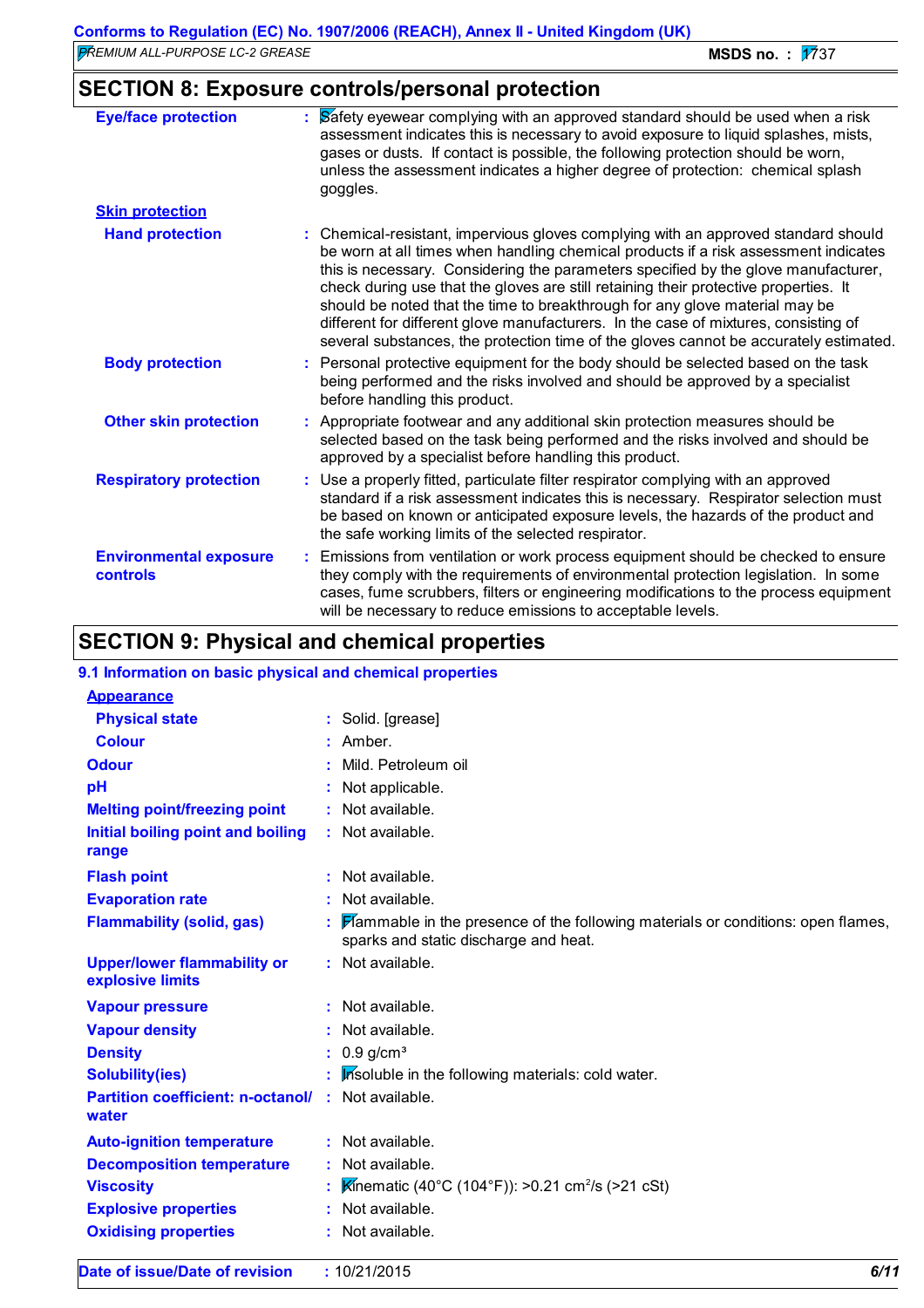## SECTION 8: Exposure controls/personal protection

**Eye/face protection** : Safety eyewear complying with an approved standard should be used when a risk assessment indicates this is necessary to avoid exposure to liquid splashes, mists, gases or dusts. If contact is possible, the following protection should be worn, unless the assessment indicates a higher degree of protection: chemical splash goggles.

**Skin protection**

**Hand protection** : Chemical-resistant, impervious gloves complying with an approved standard should be worn at all times when handling chemical products if a risk assessment indicates this is necessary. Considering the parameters specified by the glove manufacturer, check during use that the gloves are still retaining their protective properties. It should be noted that the time to breakthrough for any glove material may be different for different glove manufacturers. In the case of mixtures, consisting of several substances, the protection time of the gloves cannot be accurately estimated.

**Body protection** : Personal protective equipment for the body should be selected based on the task being performed and the risks involved and should be approved by a specialist before handling this product.

**Other skin protection** : Appropriate footwear and any additional skin protection measures should be selected based on the task being performed and the risks involved and should be approved by a specialist before handling this product.

**Respiratory protection** : Use a properly fitted, particulate filter respirator complying with an approved standard if a risk assessment indicates this is necessary. Respirator selection must be based on known or anticipated exposure levels, the hazards of the product and the safe working limits of the selected respirator.

**Environmental exposure controls** : Emissions from ventilation or work process equipment should be checked to ensure they comply with the requirements of environmental protection legislation. In some cases, fume scrubbers, filters or engineering modifications to the process equipment will be necessary to reduce emissions to acceptable levels.

## SECTION 9: Physical and chemical properties

### 9.1 Information on basic physical and chemical properties

**Appearance**

**Physical state** : Solid. [grease]

**Colour** : Amber.

**Odour** : Mild. Petroleum oil

**pH** : Not applicable.

**Melting point/freezing point** : Not available.

**Initial boiling point and boiling range** : Not available.

**Flash point** : Not available.

**Evaporation rate** : Not available.

**Flammability (solid, gas)** : Flammable in the presence of the following materials or conditions: open flames, sparks and static discharge and heat.

**Upper/lower flammability or explosive limits** : Not available.

**Vapour pressure** : Not available.

**Vapour density** : Not available.

**Density** : 0.9 g/cm³

**Solubility(ies)** : Insoluble in the following materials: cold water.

**Partition coefficient: n-octanol/water** : Not available.

**Auto-ignition temperature** : Not available.

**Decomposition temperature** : Not available.

**Viscosity** : Kinematic (40°C (104°F)): >0.21 $cm^2/s$ (>21 cSt)

**Explosive properties** : Not available.

**Oxidising properties** : Not available.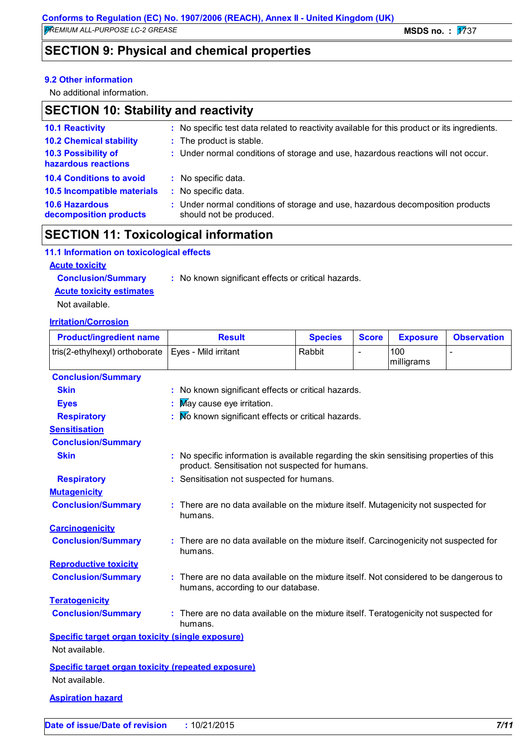## SECTION 9: Physical and chemical properties

### 9.2 Other information

No additional information.

## SECTION 10: Stability and reactivity

**10.1 Reactivity** : No specific test data related to reactivity available for this product or its ingredients.

**10.2 Chemical stability** : The product is stable.

**10.3 Possibility of hazardous reactions** : Under normal conditions of storage and use, hazardous reactions will not occur.

**10.4 Conditions to avoid** : No specific data.

**10.5 Incompatible materials** : No specific data.

**10.6 Hazardous decomposition products** : Under normal conditions of storage and use, hazardous decomposition products should not be produced.

## SECTION 11: Toxicological information

### 11.1 Information on toxicological effects

**Acute toxicity**

**Conclusion/Summary** : No known significant effects or critical hazards.

**Acute toxicity estimates**

Not available.

**Irritation/Corrosion**

| Product/ingredient name | Result | Species | Score | Exposure | Observation |
|---|---|---|---|---|---|
| tris(2-ethylhexyl) orthoborate | Eyes - Mild irritant | Rabbit | - | 100 milligrams | - |

**Conclusion/Summary**

**Skin** : No known significant effects or critical hazards.

**Eyes** : May cause eye irritation.

**Respiratory** : No known significant effects or critical hazards.

**Sensitisation**

**Conclusion/Summary**

**Skin** : No specific information is available regarding the skin sensitising properties of this product. Sensitisation not suspected for humans.

**Respiratory** : Sensitisation not suspected for humans.

**Mutagenicity**

**Conclusion/Summary** : There are no data available on the mixture itself. Mutagenicity not suspected for humans.

**Carcinogenicity**

**Conclusion/Summary** : There are no data available on the mixture itself. Carcinogenicity not suspected for humans.

**Reproductive toxicity**

**Conclusion/Summary** : There are no data available on the mixture itself. Not considered to be dangerous to humans, according to our database.

**Teratogenicity**

**Conclusion/Summary** : There are no data available on the mixture itself. Teratogenicity not suspected for humans.

**Specific target organ toxicity (single exposure)**

Not available.

**Specific target organ toxicity (repeated exposure)**

Not available.

**Aspiration hazard**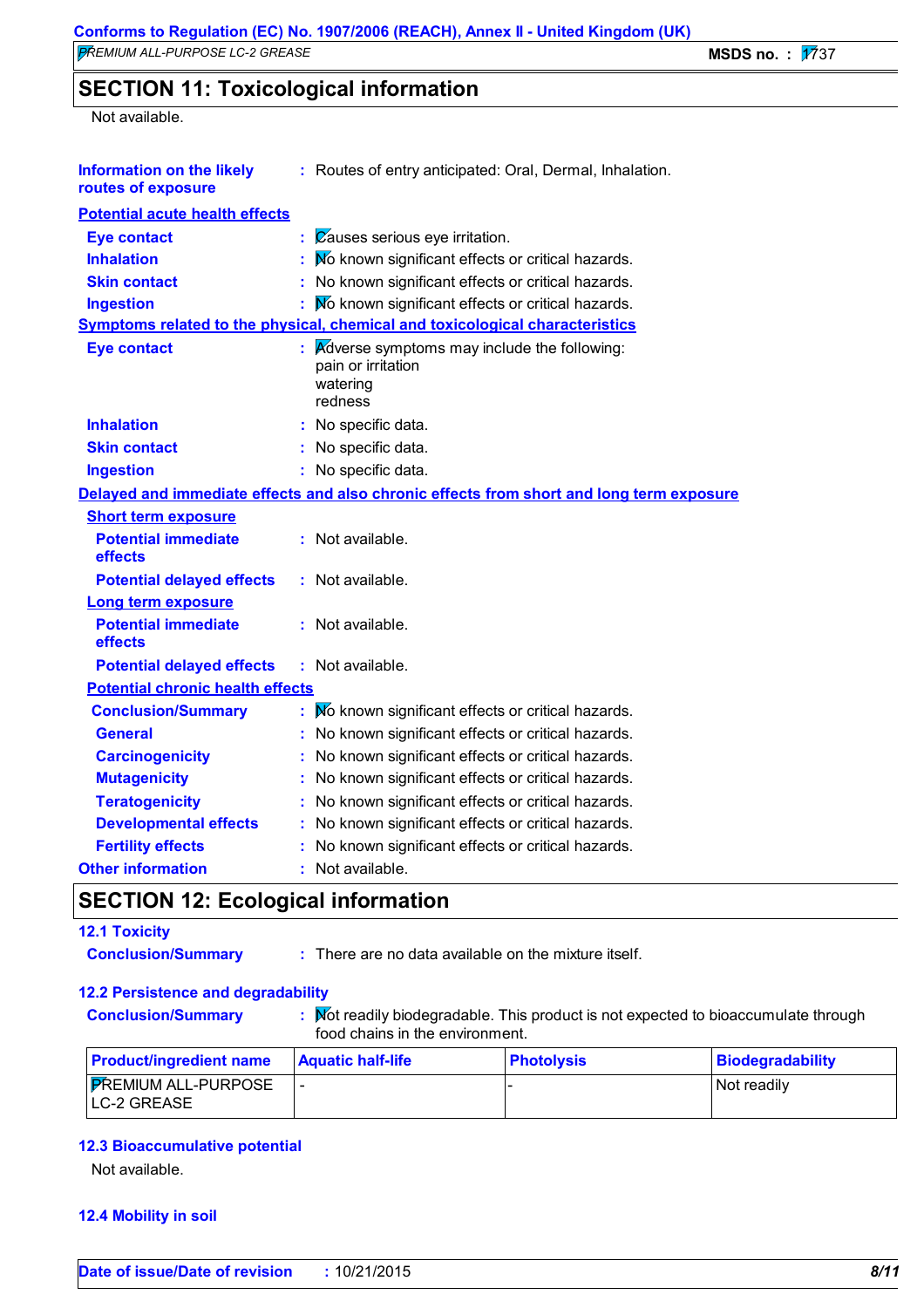## SECTION 11: Toxicological information

Not available.

**Information on the likely routes of exposure** : Routes of entry anticipated: Oral, Dermal, Inhalation.

**Potential acute health effects**

**Eye contact** : Causes serious eye irritation.
**Inhalation** : No known significant effects or critical hazards.
**Skin contact** : No known significant effects or critical hazards.
**Ingestion** : No known significant effects or critical hazards.

**Symptoms related to the physical, chemical and toxicological characteristics**

**Eye contact** : Adverse symptoms may include the following:
pain or irritation
watering
redness

**Inhalation** : No specific data.
**Skin contact** : No specific data.
**Ingestion** : No specific data.

**Delayed and immediate effects and also chronic effects from short and long term exposure**

**Short term exposure**

**Potential immediate effects** : Not available.
**Potential delayed effects** : Not available.

**Long term exposure**

**Potential immediate effects** : Not available.
**Potential delayed effects** : Not available.

**Potential chronic health effects**

**Conclusion/Summary** : No known significant effects or critical hazards.
**General** : No known significant effects or critical hazards.
**Carcinogenicity** : No known significant effects or critical hazards.
**Mutagenicity** : No known significant effects or critical hazards.
**Teratogenicity** : No known significant effects or critical hazards.
**Developmental effects** : No known significant effects or critical hazards.
**Fertility effects** : No known significant effects or critical hazards.

**Other information** : Not available.

## SECTION 12: Ecological information

### 12.1 Toxicity

**Conclusion/Summary** : There are no data available on the mixture itself.

### 12.2 Persistence and degradability

**Conclusion/Summary** : Not readily biodegradable. This product is not expected to bioaccumulate through food chains in the environment.

| Product/ingredient name | Aquatic half-life | Photolysis | Biodegradability |
|---|---|---|---|
| PREMIUM ALL-PURPOSE LC-2 GREASE | - | - | Not readily |

### 12.3 Bioaccumulative potential

Not available.

### 12.4 Mobility in soil

**Date of issue/Date of revision** : 10/21/2015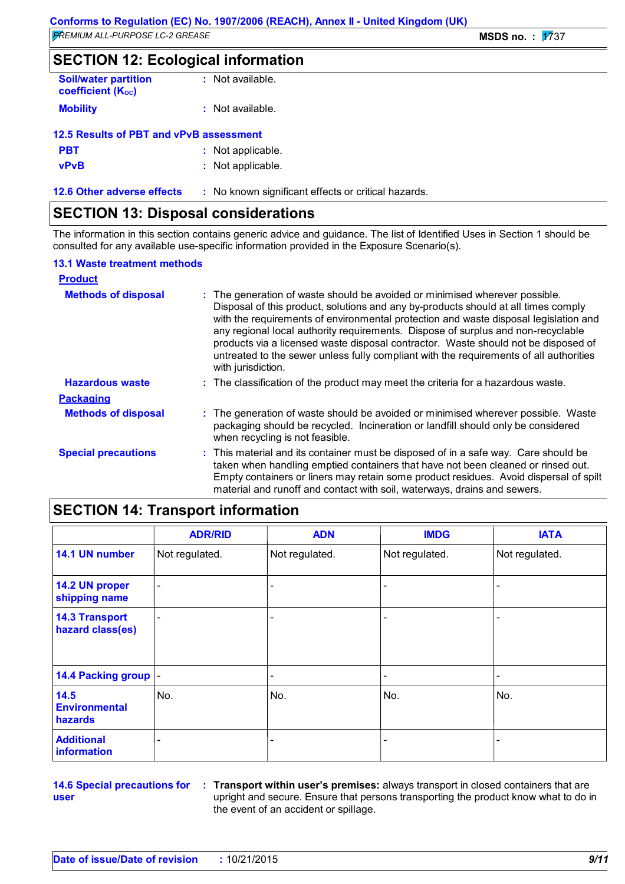## SECTION 12: Ecological information

**Soil/water partition coefficient ($K_{OC}$)** : Not available.

**Mobility** : Not available.

### 12.5 Results of PBT and vPvB assessment

**PBT** : Not applicable.

**vPvB** : Not applicable.

### 12.6 Other adverse effects

: No known significant effects or critical hazards.

## SECTION 13: Disposal considerations

The information in this section contains generic advice and guidance. The list of Identified Uses in Section 1 should be consulted for any available use-specific information provided in the Exposure Scenario(s).

### 13.1 Waste treatment methods

**Product**

**Methods of disposal** : The generation of waste should be avoided or minimised wherever possible. Disposal of this product, solutions and any by-products should at all times comply with the requirements of environmental protection and waste disposal legislation and any regional local authority requirements. Dispose of surplus and non-recyclable products via a licensed waste disposal contractor. Waste should not be disposed of untreated to the sewer unless fully compliant with the requirements of all authorities with jurisdiction.

**Hazardous waste** : The classification of the product may meet the criteria for a hazardous waste.

**Packaging**

**Methods of disposal** : The generation of waste should be avoided or minimised wherever possible. Waste packaging should be recycled. Incineration or landfill should only be considered when recycling is not feasible.

**Special precautions** : This material and its container must be disposed of in a safe way. Care should be taken when handling emptied containers that have not been cleaned or rinsed out. Empty containers or liners may retain some product residues. Avoid dispersal of spilt material and runoff and contact with soil, waterways, drains and sewers.

## SECTION 14: Transport information

| | ADR/RID | ADN | IMDG | IATA |
|---|---|---|---|---|
| 14.1 UN number | Not regulated. | Not regulated. | Not regulated. | Not regulated. |
| 14.2 UN proper shipping name | - | - | - | - |
| 14.3 Transport hazard class(es) | - | - | - | - |
| 14.4 Packing group | - | - | - | - |
| 14.5 Environmental hazards | No. | No. | No. | No. |
| Additional information | - | - | - | - |

**14.6 Special precautions for user** : **Transport within user's premises:** always transport in closed containers that are upright and secure. Ensure that persons transporting the product know what to do in the event of an accident or spillage.

**Date of issue/Date of revision** : 10/21/2015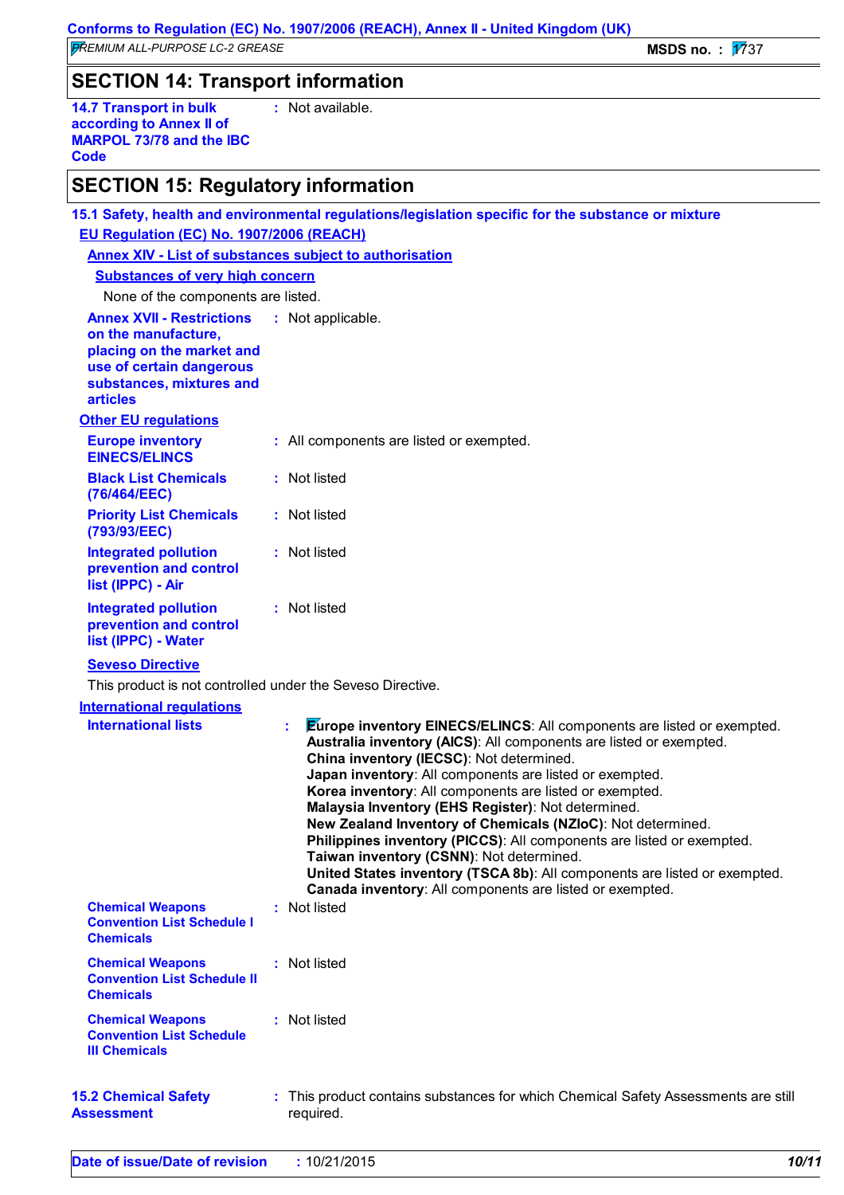## SECTION 14: Transport information

**14.7 Transport in bulk according to Annex II of MARPOL 73/78 and the IBC Code** : Not available.

## SECTION 15: Regulatory information

### 15.1 Safety, health and environmental regulations/legislation specific for the substance or mixture

**EU Regulation (EC) No. 1907/2006 (REACH)**

**Annex XIV - List of substances subject to authorisation**

**Substances of very high concern**

None of the components are listed.

**Annex XVII - Restrictions on the manufacture, placing on the market and use of certain dangerous substances, mixtures and articles** : Not applicable.

**Other EU regulations**

**Europe inventory EINECS/ELINCS** : All components are listed or exempted.

**Black List Chemicals (76/464/EEC)** : Not listed

**Priority List Chemicals (793/93/EEC)** : Not listed

**Integrated pollution prevention and control list (IPPC) - Air** : Not listed

**Integrated pollution prevention and control list (IPPC) - Water** : Not listed

**Seveso Directive**

This product is not controlled under the Seveso Directive.

**International regulations**

**International lists** :

**Europe inventory EINECS/ELINCS**: All components are listed or exempted.
**Australia inventory (AICS)**: All components are listed or exempted.
**China inventory (IECSC)**: Not determined.
**Japan inventory**: All components are listed or exempted.
**Korea inventory**: All components are listed or exempted.
**Malaysia Inventory (EHS Register)**: Not determined.
**New Zealand Inventory of Chemicals (NZIoC)**: Not determined.
**Philippines inventory (PICCS)**: All components are listed or exempted.
**Taiwan inventory (CSNN)**: Not determined.
**United States inventory (TSCA 8b)**: All components are listed or exempted.
**Canada inventory**: All components are listed or exempted.

**Chemical Weapons Convention List Schedule I Chemicals** : Not listed

**Chemical Weapons Convention List Schedule II Chemicals** : Not listed

**Chemical Weapons Convention List Schedule III Chemicals** : Not listed

**15.2 Chemical Safety Assessment** : This product contains substances for which Chemical Safety Assessments are still required.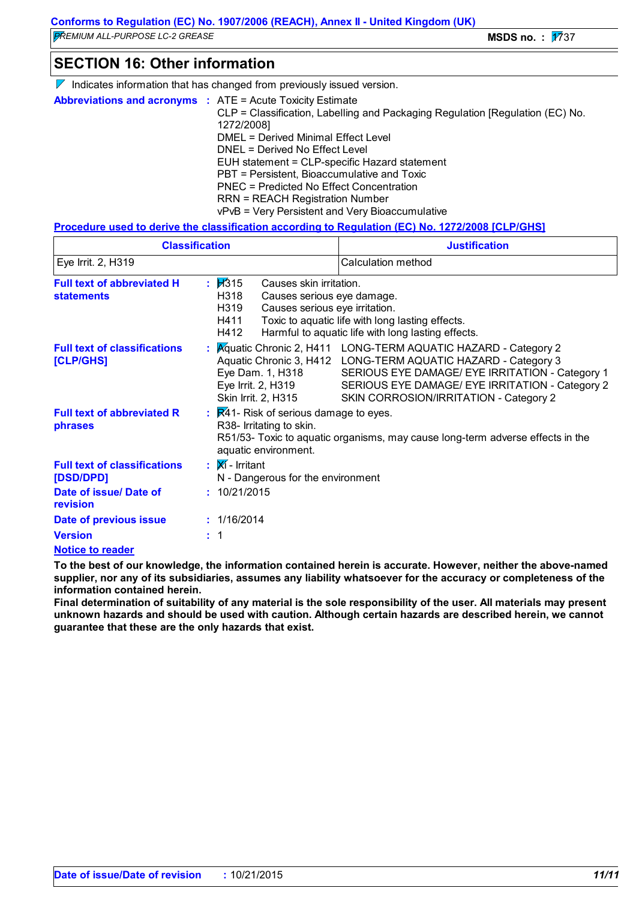## SECTION 16: Other information

Indicates information that has changed from previously issued version.

**Abbreviations and acronyms** : ATE = Acute Toxicity Estimate
CLP = Classification, Labelling and Packaging Regulation [Regulation (EC) No. 1272/2008]
DMEL = Derived Minimal Effect Level
DNEL = Derived No Effect Level
EUH statement = CLP-specific Hazard statement
PBT = Persistent, Bioaccumulative and Toxic
PNEC = Predicted No Effect Concentration
RRN = REACH Registration Number
vPvB = Very Persistent and Very Bioaccumulative

**Procedure used to derive the classification according to Regulation (EC) No. 1272/2008 [CLP/GHS]**

| Classification | Justification |
|---|---|
| Eye Irrit. 2, H319 | Calculation method |

**Full text of abbreviated H statements** :

- H315 Causes skin irritation.
- H318 Causes serious eye damage.
- H319 Causes serious eye irritation.
- H411 Toxic to aquatic life with long lasting effects.
- H412 Harmful to aquatic life with long lasting effects.

**Full text of classifications [CLP/GHS]** :

| | |
|---|---|
| Aquatic Chronic 2, H411 | LONG-TERM AQUATIC HAZARD - Category 2 |
| Aquatic Chronic 3, H412 | LONG-TERM AQUATIC HAZARD - Category 3 |
| Eye Dam. 1, H318 | SERIOUS EYE DAMAGE/ EYE IRRITATION - Category 1 |
| Eye Irrit. 2, H319 | SERIOUS EYE DAMAGE/ EYE IRRITATION - Category 2 |
| Skin Irrit. 2, H315 | SKIN CORROSION/IRRITATION - Category 2 |

**Full text of abbreviated R phrases** :

- R41- Risk of serious damage to eyes.
- R38- Irritating to skin.
- R51/53- Toxic to aquatic organisms, may cause long-term adverse effects in the aquatic environment.

**Full text of classifications [DSD/DPD]** :

- Xi - Irritant
- N - Dangerous for the environment

**Date of issue/ Date of revision** : 10/21/2015

**Date of previous issue** : 1/16/2014

**Version** : 1

**Notice to reader**

**To the best of our knowledge, the information contained herein is accurate. However, neither the above-named supplier, nor any of its subsidiaries, assumes any liability whatsoever for the accuracy or completeness of the information contained herein.**

**Final determination of suitability of any material is the sole responsibility of the user. All materials may present unknown hazards and should be used with caution. Although certain hazards are described herein, we cannot guarantee that these are the only hazards that exist.**